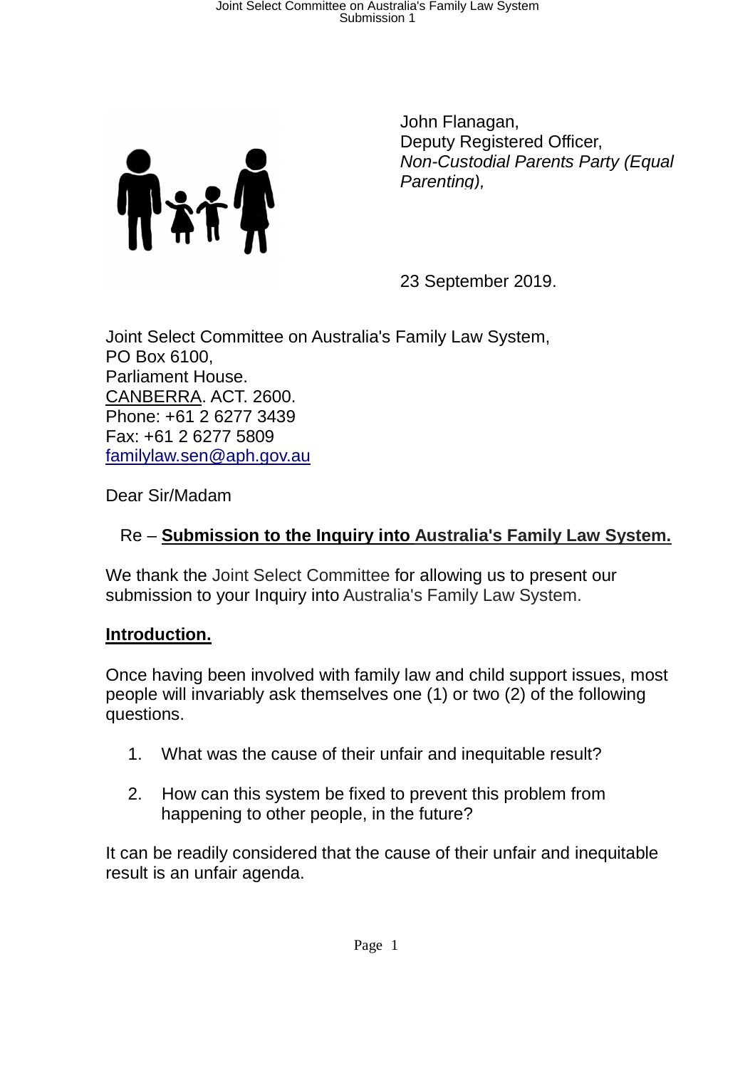John Flanagan,
Deputy Registered Officer,
*Non-Custodial Parents Party (Equal Parenting),*

23 September 2019.

Joint Select Committee on Australia's Family Law System,
PO Box 6100,
Parliament House.
CANBERRA. ACT. 2600.
Phone: +61 2 6277 3439
Fax: +61 2 6277 5809
familylaw.sen@aph.gov.au

Dear Sir/Madam

Re – **Submission to the Inquiry into Australia's Family Law System.**

We thank the Joint Select Committee for allowing us to present our submission to your Inquiry into Australia's Family Law System.

## Introduction.

Once having been involved with family law and child support issues, most people will invariably ask themselves one (1) or two (2) of the following questions.

1. What was the cause of their unfair and inequitable result?

2. How can this system be fixed to prevent this problem from happening to other people, in the future?

It can be readily considered that the cause of their unfair and inequitable result is an unfair agenda.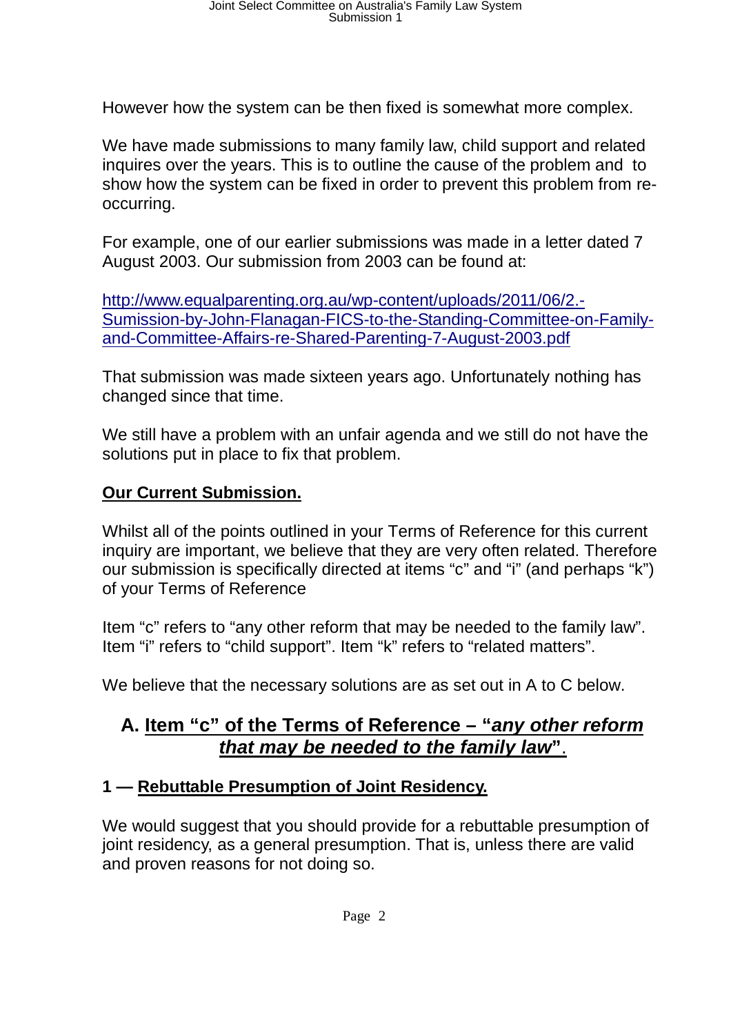However how the system can be then fixed is somewhat more complex.

We have made submissions to many family law, child support and related inquires over the years. This is to outline the cause of the problem and to show how the system can be fixed in order to prevent this problem from re-occurring.

For example, one of our earlier submissions was made in a letter dated 7 August 2003. Our submission from 2003 can be found at:

[http://www.equalparenting.org.au/wp-content/uploads/2011/06/2.-Sumission-by-John-Flanagan-FICS-to-the-Standing-Committee-on-Family-and-Committee-Affairs-re-Shared-Parenting-7-August-2003.pdf](http://www.equalparenting.org.au/wp-content/uploads/2011/06/2.-Sumission-by-John-Flanagan-FICS-to-the-Standing-Committee-on-Family-and-Committee-Affairs-re-Shared-Parenting-7-August-2003.pdf)

That submission was made sixteen years ago. Unfortunately nothing has changed since that time.

We still have a problem with an unfair agenda and we still do not have the solutions put in place to fix that problem.

**<u>Our Current Submission.</u>**

Whilst all of the points outlined in your Terms of Reference for this current inquiry are important, we believe that they are very often related. Therefore our submission is specifically directed at items "c" and "i" (and perhaps "k") of your Terms of Reference

Item "c" refers to "any other reform that may be needed to the family law". Item "i" refers to "child support". Item "k" refers to "related matters".

We believe that the necessary solutions are as set out in A to C below.

## A. Item "c" of the Terms of Reference – "*any other reform that may be needed to the family law*".

### 1 — Rebuttable Presumption of Joint Residency.

We would suggest that you should provide for a rebuttable presumption of joint residency, as a general presumption. That is, unless there are valid and proven reasons for not doing so.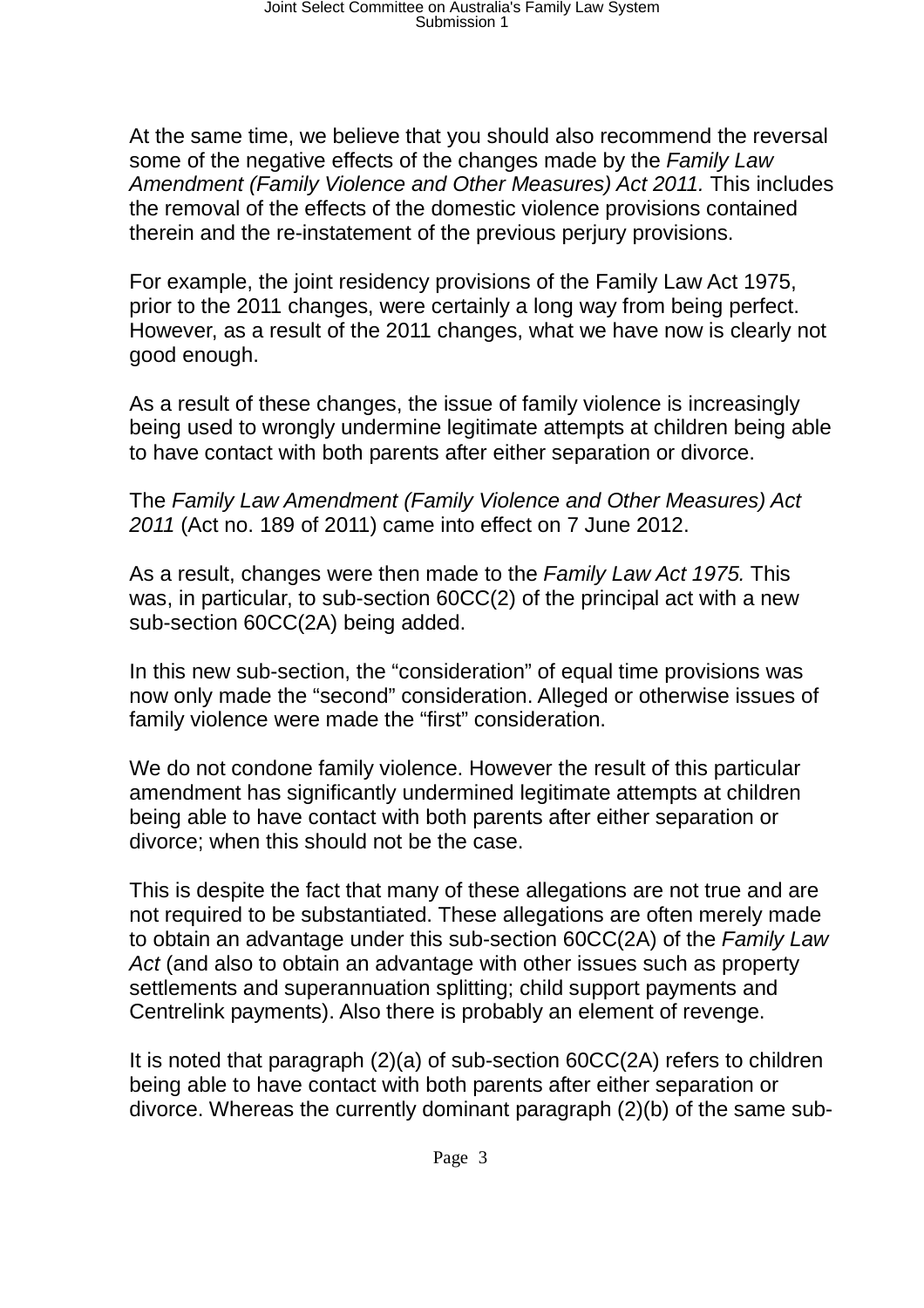At the same time, we believe that you should also recommend the reversal some of the negative effects of the changes made by the *Family Law Amendment (Family Violence and Other Measures) Act 2011.* This includes the removal of the effects of the domestic violence provisions contained therein and the re-instatement of the previous perjury provisions.

For example, the joint residency provisions of the Family Law Act 1975, prior to the 2011 changes, were certainly a long way from being perfect. However, as a result of the 2011 changes, what we have now is clearly not good enough.

As a result of these changes, the issue of family violence is increasingly being used to wrongly undermine legitimate attempts at children being able to have contact with both parents after either separation or divorce.

The *Family Law Amendment (Family Violence and Other Measures) Act 2011* (Act no. 189 of 2011) came into effect on 7 June 2012.

As a result, changes were then made to the *Family Law Act 1975.* This was, in particular, to sub-section 60CC(2) of the principal act with a new sub-section 60CC(2A) being added.

In this new sub-section, the "consideration" of equal time provisions was now only made the "second" consideration. Alleged or otherwise issues of family violence were made the "first" consideration.

We do not condone family violence. However the result of this particular amendment has significantly undermined legitimate attempts at children being able to have contact with both parents after either separation or divorce; when this should not be the case.

This is despite the fact that many of these allegations are not true and are not required to be substantiated. These allegations are often merely made to obtain an advantage under this sub-section 60CC(2A) of the *Family Law Act* (and also to obtain an advantage with other issues such as property settlements and superannuation splitting; child support payments and Centrelink payments). Also there is probably an element of revenge.

It is noted that paragraph (2)(a) of sub-section 60CC(2A) refers to children being able to have contact with both parents after either separation or divorce. Whereas the currently dominant paragraph (2)(b) of the same sub-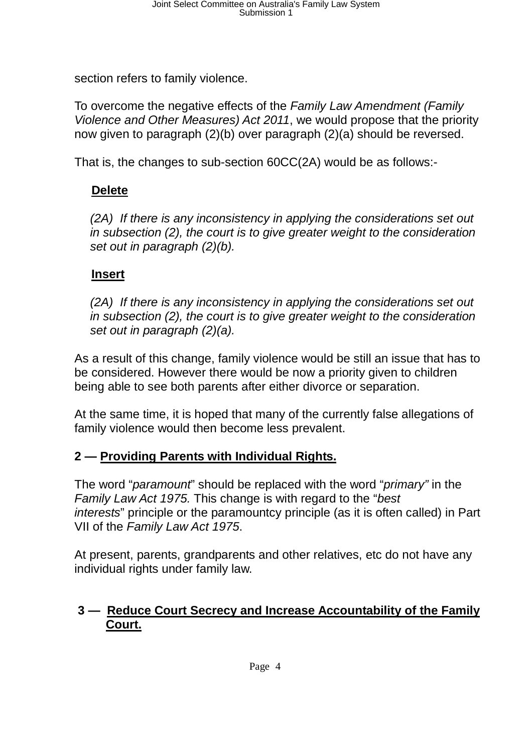section refers to family violence.

To overcome the negative effects of the *Family Law Amendment (Family Violence and Other Measures) Act 2011*, we would propose that the priority now given to paragraph (2)(b) over paragraph (2)(a) should be reversed.

That is, the changes to sub-section 60CC(2A) would be as follows:-

> **Delete**
>
> *(2A) If there is any inconsistency in applying the considerations set out in subsection (2), the court is to give greater weight to the consideration set out in paragraph (2)(b).*
>
> **Insert**
>
> *(2A) If there is any inconsistency in applying the considerations set out in subsection (2), the court is to give greater weight to the consideration set out in paragraph (2)(a).*

As a result of this change, family violence would be still an issue that has to be considered. However there would be now a priority given to children being able to see both parents after either divorce or separation.

At the same time, it is hoped that many of the currently false allegations of family violence would then become less prevalent.

**2 — Providing Parents with Individual Rights.**

The word "*paramount*" should be replaced with the word "*primary"* in the *Family Law Act 1975.* This change is with regard to the "*best interests*" principle or the paramountcy principle (as it is often called) in Part VII of the *Family Law Act 1975*.

At present, parents, grandparents and other relatives, etc do not have any individual rights under family law.

**3 — Reduce Court Secrecy and Increase Accountability of the Family Court.**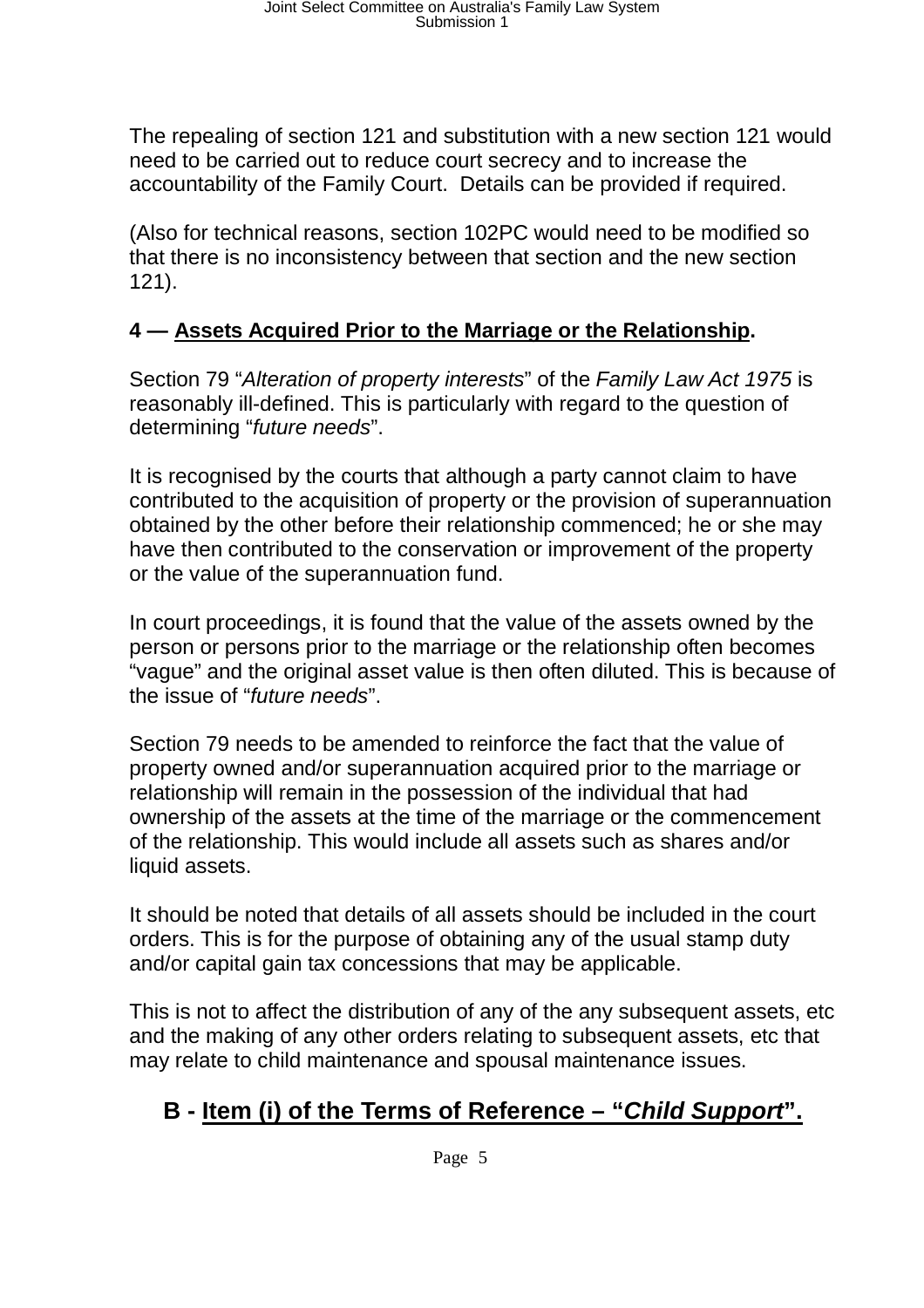The repealing of section 121 and substitution with a new section 121 would need to be carried out to reduce court secrecy and to increase the accountability of the Family Court.  Details can be provided if required.

(Also for technical reasons, section 102PC would need to be modified so that there is no inconsistency between that section and the new section 121).

**4 — <u>Assets Acquired Prior to the Marriage or the Relationship</u>.**

Section 79 "*Alteration of property interests*" of the *Family Law Act 1975* is reasonably ill-defined. This is particularly with regard to the question of determining "*future needs*".

It is recognised by the courts that although a party cannot claim to have contributed to the acquisition of property or the provision of superannuation obtained by the other before their relationship commenced; he or she may have then contributed to the conservation or improvement of the property or the value of the superannuation fund.

In court proceedings, it is found that the value of the assets owned by the person or persons prior to the marriage or the relationship often becomes "vague" and the original asset value is then often diluted. This is because of the issue of "*future needs*".

Section 79 needs to be amended to reinforce the fact that the value of property owned and/or superannuation acquired prior to the marriage or relationship will remain in the possession of the individual that had ownership of the assets at the time of the marriage or the commencement of the relationship. This would include all assets such as shares and/or liquid assets.

It should be noted that details of all assets should be included in the court orders. This is for the purpose of obtaining any of the usual stamp duty and/or capital gain tax concessions that may be applicable.

This is not to affect the distribution of any of the any subsequent assets, etc and the making of any other orders relating to subsequent assets, etc that may relate to child maintenance and spousal maintenance issues.

## B - <u>Item (i) of the Terms of Reference – "*Child Support*"</u>.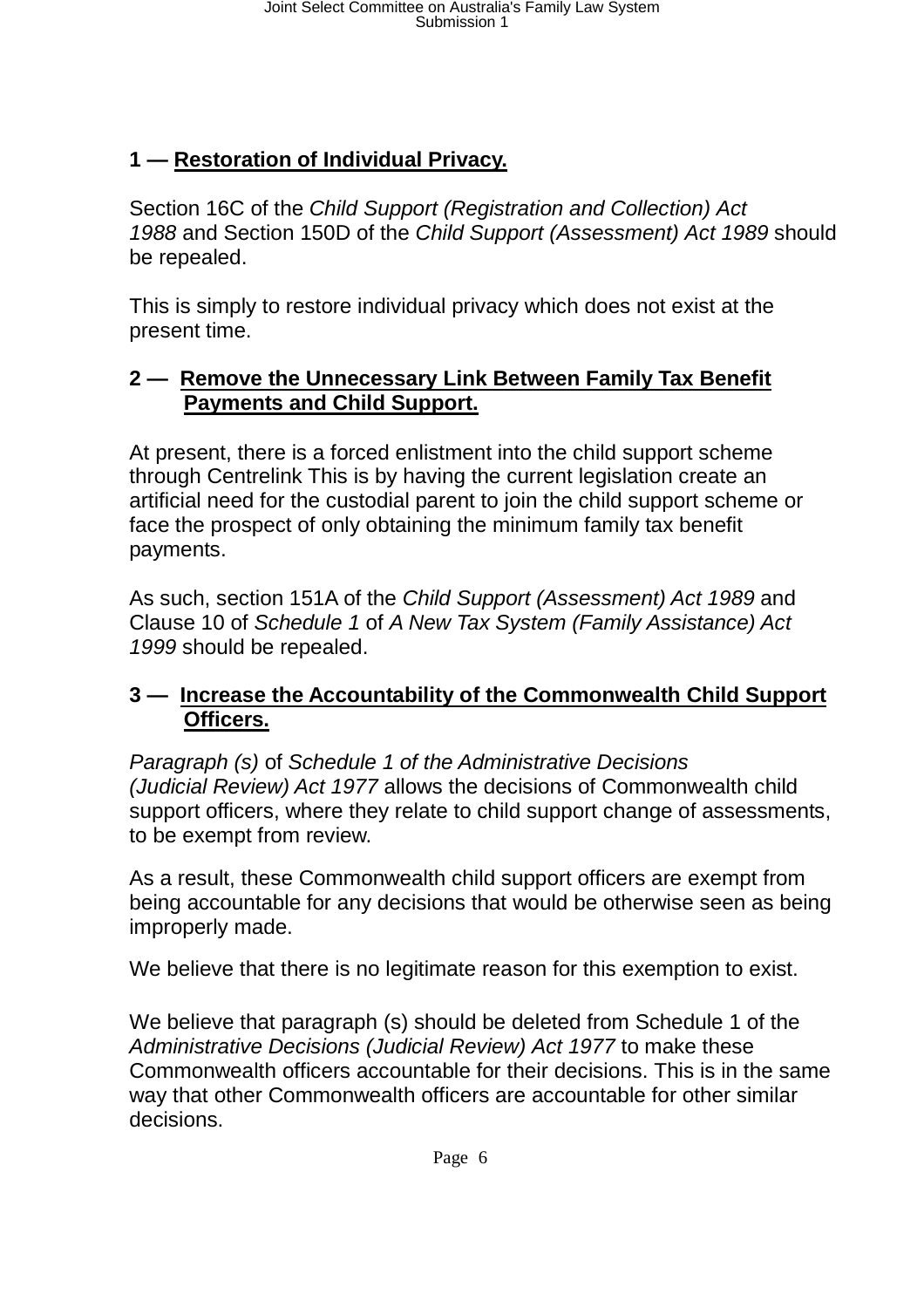**1 — Restoration of Individual Privacy.**

Section 16C of the *Child Support (Registration and Collection) Act 1988* and Section 150D of the *Child Support (Assessment) Act 1989* should be repealed.

This is simply to restore individual privacy which does not exist at the present time.

**2 — Remove the Unnecessary Link Between Family Tax Benefit Payments and Child Support.**

At present, there is a forced enlistment into the child support scheme through Centrelink This is by having the current legislation create an artificial need for the custodial parent to join the child support scheme or face the prospect of only obtaining the minimum family tax benefit payments.

As such, section 151A of the *Child Support (Assessment) Act 1989* and Clause 10 of *Schedule 1* of *A New Tax System (Family Assistance) Act 1999* should be repealed.

**3 — Increase the Accountability of the Commonwealth Child Support Officers.**

*Paragraph (s)* of *Schedule 1 of the Administrative Decisions (Judicial Review) Act 1977* allows the decisions of Commonwealth child support officers, where they relate to child support change of assessments, to be exempt from review.

As a result, these Commonwealth child support officers are exempt from being accountable for any decisions that would be otherwise seen as being improperly made.

We believe that there is no legitimate reason for this exemption to exist.

We believe that paragraph (s) should be deleted from Schedule 1 of the *Administrative Decisions (Judicial Review) Act 1977* to make these Commonwealth officers accountable for their decisions. This is in the same way that other Commonwealth officers are accountable for other similar decisions.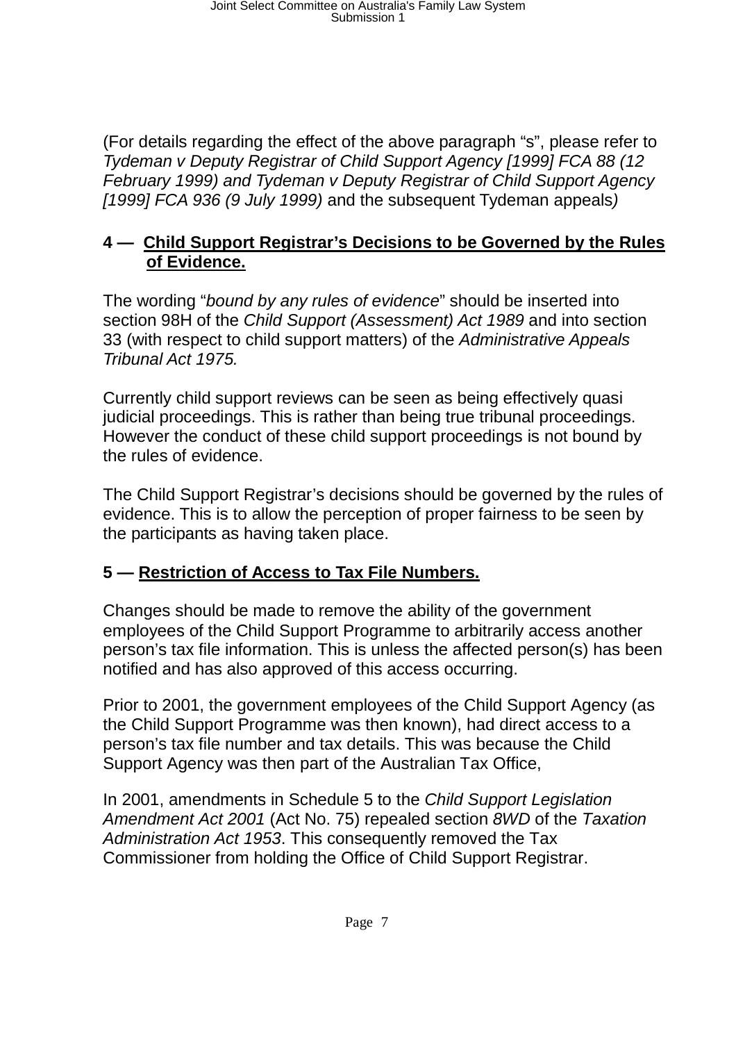(For details regarding the effect of the above paragraph "s", please refer to *Tydeman v Deputy Registrar of Child Support Agency [1999] FCA 88 (12 February 1999) and Tydeman v Deputy Registrar of Child Support Agency [1999] FCA 936 (9 July 1999)* and the subsequent Tydeman appeals*)*

## 4 — Child Support Registrar's Decisions to be Governed by the Rules of Evidence.

The wording "*bound by any rules of evidence*" should be inserted into section 98H of the *Child Support (Assessment) Act 1989* and into section 33 (with respect to child support matters) of the *Administrative Appeals Tribunal Act 1975.*

Currently child support reviews can be seen as being effectively quasi judicial proceedings. This is rather than being true tribunal proceedings. However the conduct of these child support proceedings is not bound by the rules of evidence.

The Child Support Registrar's decisions should be governed by the rules of evidence. This is to allow the perception of proper fairness to be seen by the participants as having taken place.

## 5 — Restriction of Access to Tax File Numbers.

Changes should be made to remove the ability of the government employees of the Child Support Programme to arbitrarily access another person's tax file information. This is unless the affected person(s) has been notified and has also approved of this access occurring.

Prior to 2001, the government employees of the Child Support Agency (as the Child Support Programme was then known), had direct access to a person's tax file number and tax details. This was because the Child Support Agency was then part of the Australian Tax Office,

In 2001, amendments in Schedule 5 to the *Child Support Legislation Amendment Act 2001* (Act No. 75) repealed section *8WD* of the *Taxation Administration Act 1953*. This consequently removed the Tax Commissioner from holding the Office of Child Support Registrar.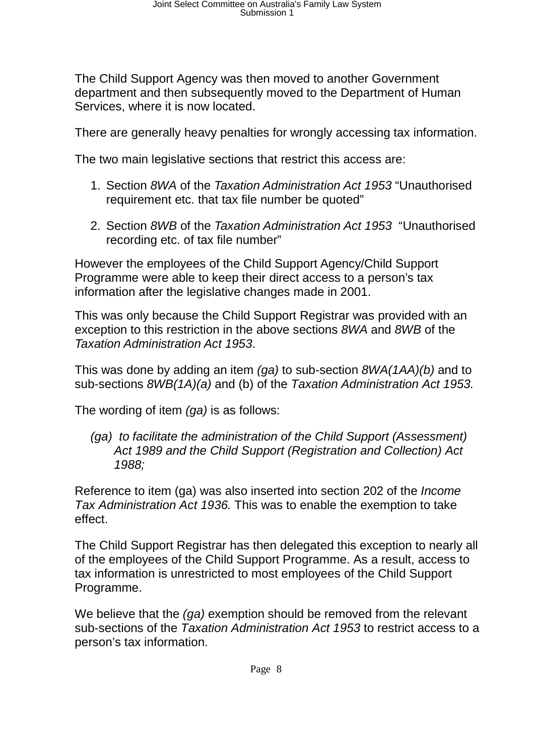The Child Support Agency was then moved to another Government department and then subsequently moved to the Department of Human Services, where it is now located.

There are generally heavy penalties for wrongly accessing tax information.

The two main legislative sections that restrict this access are:

1. Section *8WA* of the *Taxation Administration Act 1953* “Unauthorised requirement etc. that tax file number be quoted”

2. Section *8WB* of the *Taxation Administration Act 1953* “Unauthorised recording etc. of tax file number”

However the employees of the Child Support Agency/Child Support Programme were able to keep their direct access to a person’s tax information after the legislative changes made in 2001.

This was only because the Child Support Registrar was provided with an exception to this restriction in the above sections *8WA* and *8WB* of the *Taxation Administration Act 1953*.

This was done by adding an item *(ga)* to sub-section *8WA(1AA)(b)* and to sub-sections *8WB(1A)(a)* and (b) of the *Taxation Administration Act 1953.*

The wording of item *(ga)* is as follows:

> *(ga) to facilitate the administration of the Child Support (Assessment) Act 1989 and the Child Support (Registration and Collection) Act 1988;*

Reference to item (ga) was also inserted into section 202 of the *Income Tax Administration Act 1936.* This was to enable the exemption to take effect.

The Child Support Registrar has then delegated this exception to nearly all of the employees of the Child Support Programme. As a result, access to tax information is unrestricted to most employees of the Child Support Programme.

We believe that the *(ga)* exemption should be removed from the relevant sub-sections of the *Taxation Administration Act 1953* to restrict access to a person’s tax information.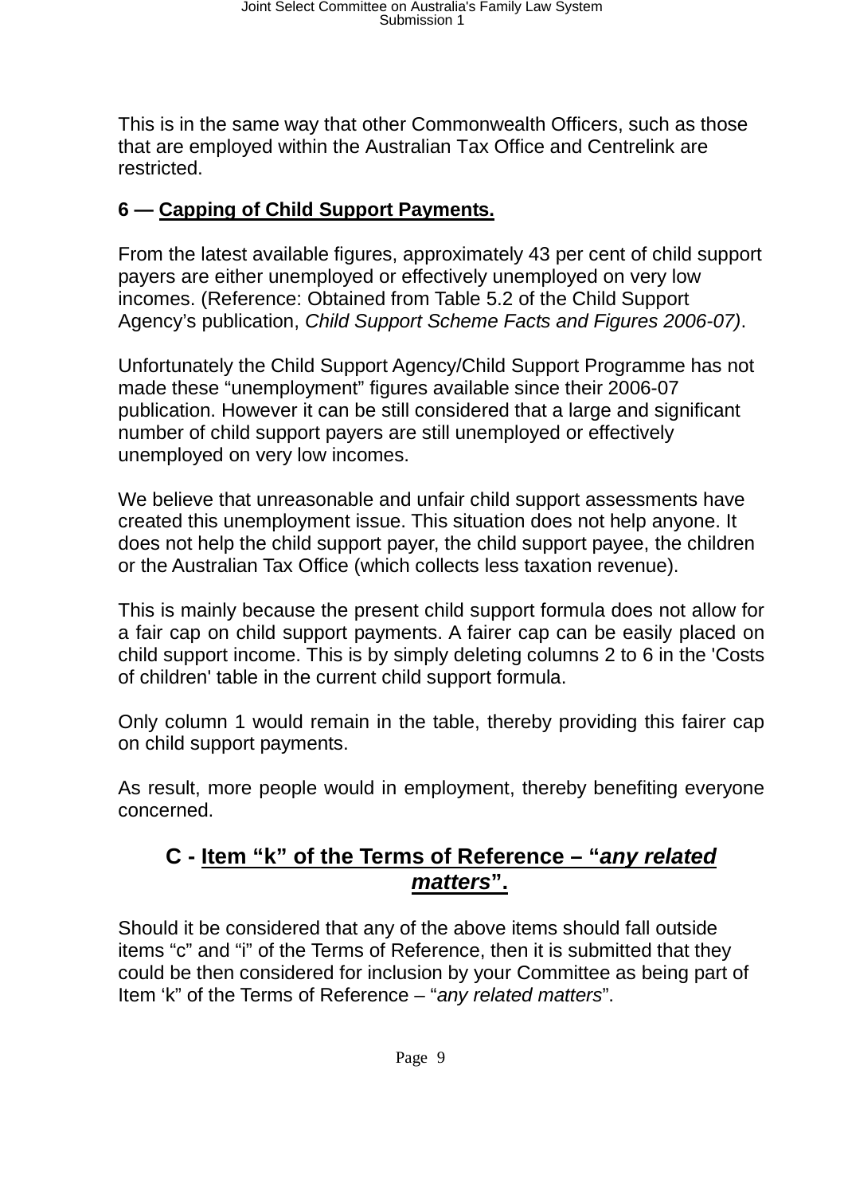This is in the same way that other Commonwealth Officers, such as those that are employed within the Australian Tax Office and Centrelink are restricted.

**6 — Capping of Child Support Payments.**

From the latest available figures, approximately 43 per cent of child support payers are either unemployed or effectively unemployed on very low incomes. (Reference: Obtained from Table 5.2 of the Child Support Agency's publication, *Child Support Scheme Facts and Figures 2006-07)*.

Unfortunately the Child Support Agency/Child Support Programme has not made these "unemployment" figures available since their 2006-07 publication. However it can be still considered that a large and significant number of child support payers are still unemployed or effectively unemployed on very low incomes.

We believe that unreasonable and unfair child support assessments have created this unemployment issue. This situation does not help anyone. It does not help the child support payer, the child support payee, the children or the Australian Tax Office (which collects less taxation revenue).

This is mainly because the present child support formula does not allow for a fair cap on child support payments. A fairer cap can be easily placed on child support income. This is by simply deleting columns 2 to 6 in the 'Costs of children' table in the current child support formula.

Only column 1 would remain in the table, thereby providing this fairer cap on child support payments.

As result, more people would in employment, thereby benefiting everyone concerned.

## C - Item "k" of the Terms of Reference – "*any related matters*".

Should it be considered that any of the above items should fall outside items "c" and "i" of the Terms of Reference, then it is submitted that they could be then considered for inclusion by your Committee as being part of Item 'k" of the Terms of Reference – "*any related matters*".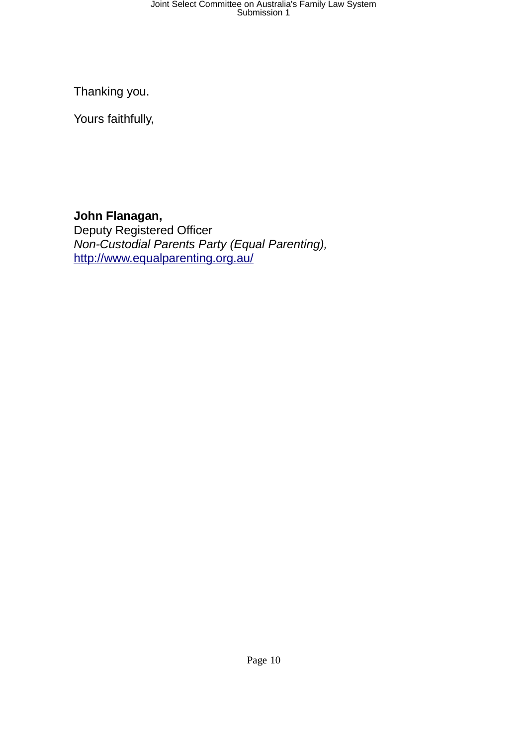Thanking you.

Yours faithfully,

**John Flanagan,**
Deputy Registered Officer
*Non-Custodial Parents Party (Equal Parenting),*
http://www.equalparenting.org.au/